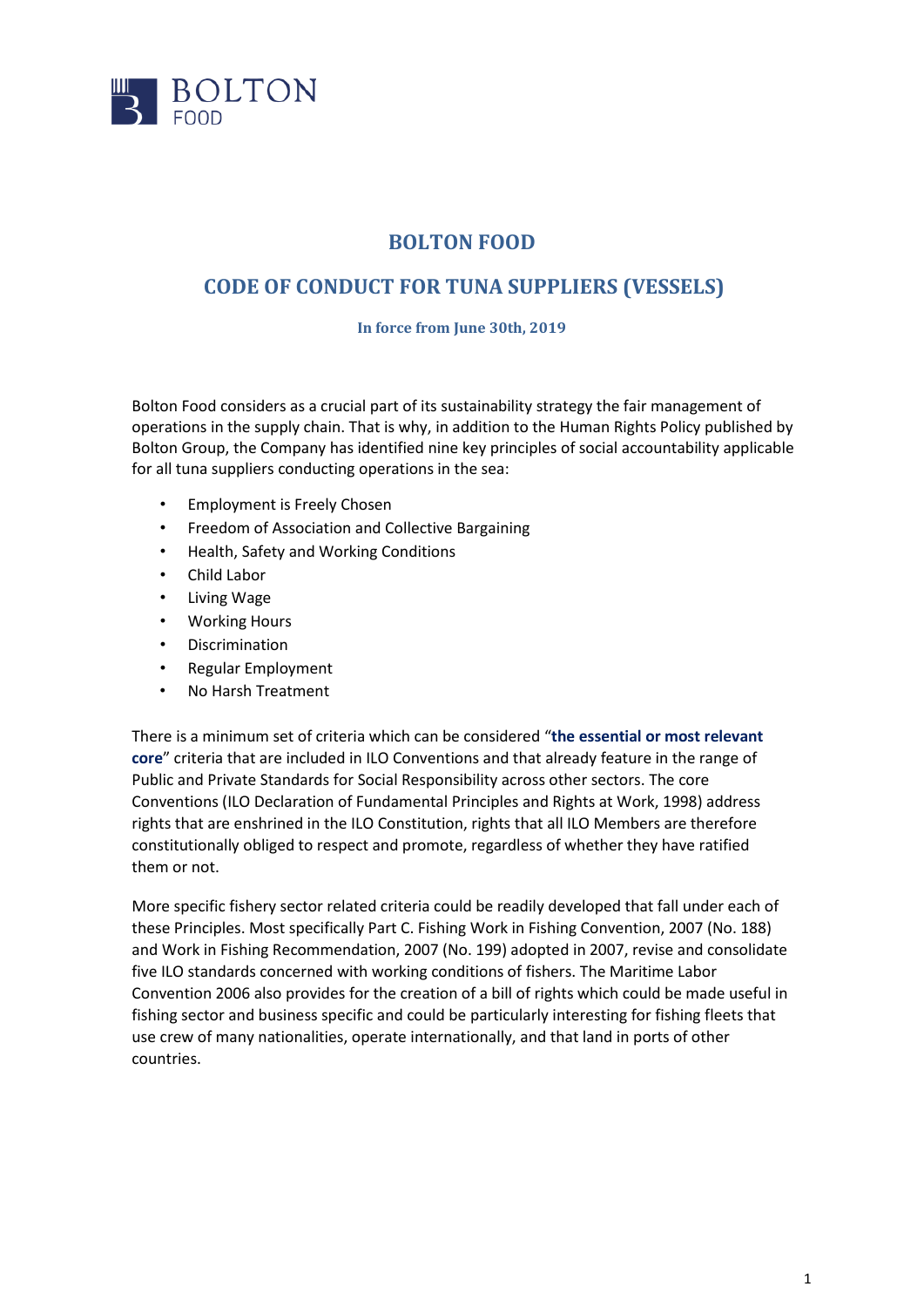# BOLTON FOOD

## CODE OF CONDUCT FOR TUNA SUPPLIERS (VESSELS)

**In force from June 30th, 2019**

Bolton Food considers as a crucial part of its sustainability strategy the fair management of operations in the supply chain. That is why, in addition to the Human Rights Policy published by Bolton Group, the Company has identified nine key principles of social accountability applicable for all tuna suppliers conducting operations in the sea:

- Employment is Freely Chosen
- Freedom of Association and Collective Bargaining
- Health, Safety and Working Conditions
- Child Labor
- Living Wage
- Working Hours
- Discrimination
- Regular Employment
- No Harsh Treatment

There is a minimum set of criteria which can be considered "**the essential or most relevant core**" criteria that are included in ILO Conventions and that already feature in the range of Public and Private Standards for Social Responsibility across other sectors. The core Conventions (ILO Declaration of Fundamental Principles and Rights at Work, 1998) address rights that are enshrined in the ILO Constitution, rights that all ILO Members are therefore constitutionally obliged to respect and promote, regardless of whether they have ratified them or not.

More specific fishery sector related criteria could be readily developed that fall under each of these Principles. Most specifically Part C. Fishing Work in Fishing Convention, 2007 (No. 188) and Work in Fishing Recommendation, 2007 (No. 199) adopted in 2007, revise and consolidate five ILO standards concerned with working conditions of fishers. The Maritime Labor Convention 2006 also provides for the creation of a bill of rights which could be made useful in fishing sector and business specific and could be particularly interesting for fishing fleets that use crew of many nationalities, operate internationally, and that land in ports of other countries.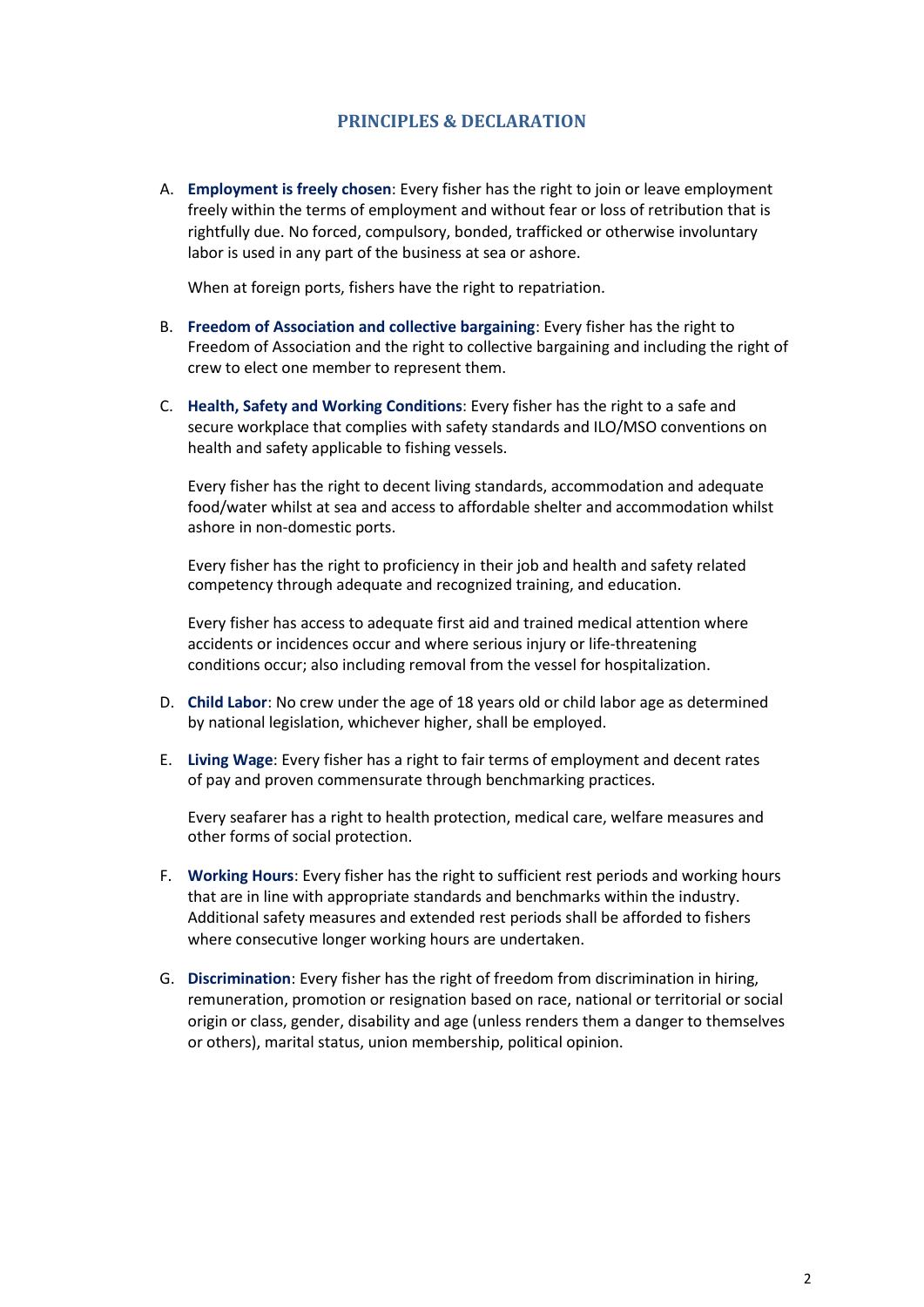## PRINCIPLES & DECLARATION

A. **Employment is freely chosen**: Every fisher has the right to join or leave employment freely within the terms of employment and without fear or loss of retribution that is rightfully due. No forced, compulsory, bonded, trafficked or otherwise involuntary labor is used in any part of the business at sea or ashore.

   When at foreign ports, fishers have the right to repatriation.

B. **Freedom of Association and collective bargaining**: Every fisher has the right to Freedom of Association and the right to collective bargaining and including the right of crew to elect one member to represent them.

C. **Health, Safety and Working Conditions**: Every fisher has the right to a safe and secure workplace that complies with safety standards and ILO/MSO conventions on health and safety applicable to fishing vessels.

   Every fisher has the right to decent living standards, accommodation and adequate food/water whilst at sea and access to affordable shelter and accommodation whilst ashore in non-domestic ports.

   Every fisher has the right to proficiency in their job and health and safety related competency through adequate and recognized training, and education.

   Every fisher has access to adequate first aid and trained medical attention where accidents or incidences occur and where serious injury or life-threatening conditions occur; also including removal from the vessel for hospitalization.

D. **Child Labor**: No crew under the age of 18 years old or child labor age as determined by national legislation, whichever higher, shall be employed.

E. **Living Wage**: Every fisher has a right to fair terms of employment and decent rates of pay and proven commensurate through benchmarking practices.

   Every seafarer has a right to health protection, medical care, welfare measures and other forms of social protection.

F. **Working Hours**: Every fisher has the right to sufficient rest periods and working hours that are in line with appropriate standards and benchmarks within the industry. Additional safety measures and extended rest periods shall be afforded to fishers where consecutive longer working hours are undertaken.

G. **Discrimination**: Every fisher has the right of freedom from discrimination in hiring, remuneration, promotion or resignation based on race, national or territorial or social origin or class, gender, disability and age (unless renders them a danger to themselves or others), marital status, union membership, political opinion.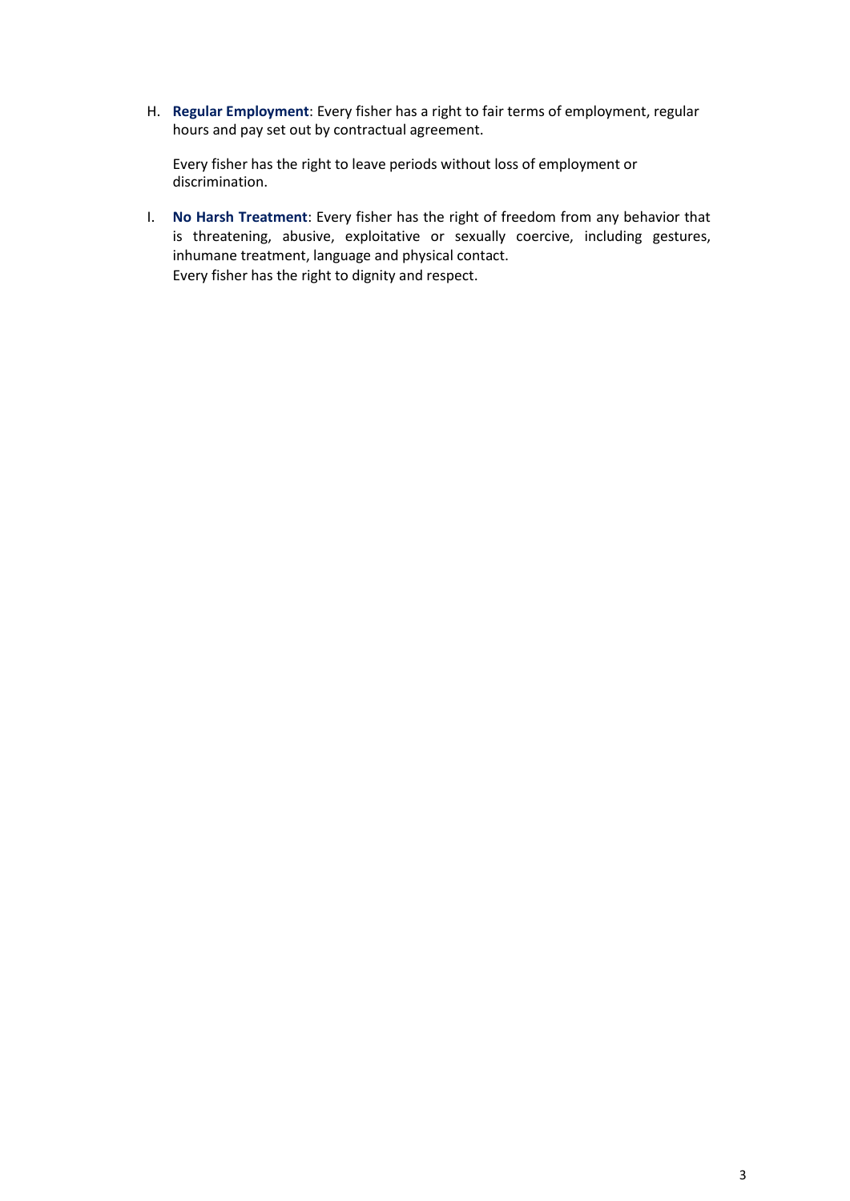H. **Regular Employment**: Every fisher has a right to fair terms of employment, regular hours and pay set out by contractual agreement.

   Every fisher has the right to leave periods without loss of employment or discrimination.

I. **No Harsh Treatment**: Every fisher has the right of freedom from any behavior that is threatening, abusive, exploitative or sexually coercive, including gestures, inhumane treatment, language and physical contact.
   Every fisher has the right to dignity and respect.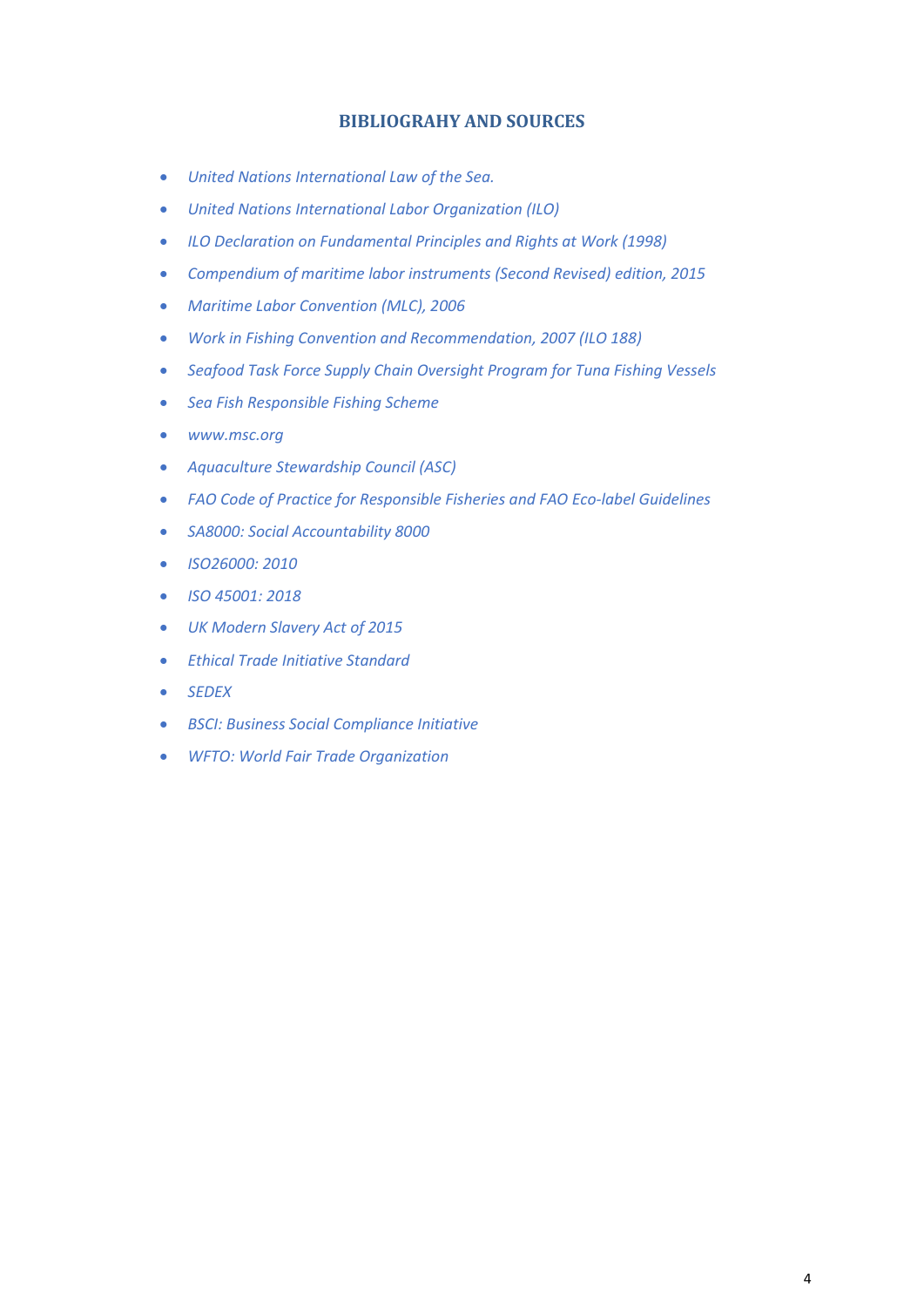## BIBLIOGRAHY AND SOURCES

- *United Nations International Law of the Sea.*
- *United Nations International Labor Organization (ILO)*
- *ILO Declaration on Fundamental Principles and Rights at Work (1998)*
- *Compendium of maritime labor instruments (Second Revised) edition, 2015*
- *Maritime Labor Convention (MLC), 2006*
- *Work in Fishing Convention and Recommendation, 2007 (ILO 188)*
- *Seafood Task Force Supply Chain Oversight Program for Tuna Fishing Vessels*
- *Sea Fish Responsible Fishing Scheme*
- *www.msc.org*
- *Aquaculture Stewardship Council (ASC)*
- *FAO Code of Practice for Responsible Fisheries and FAO Eco-label Guidelines*
- *SA8000: Social Accountability 8000*
- *ISO26000: 2010*
- *ISO 45001: 2018*
- *UK Modern Slavery Act of 2015*
- *Ethical Trade Initiative Standard*
- *SEDEX*
- *BSCI: Business Social Compliance Initiative*
- *WFTO: World Fair Trade Organization*